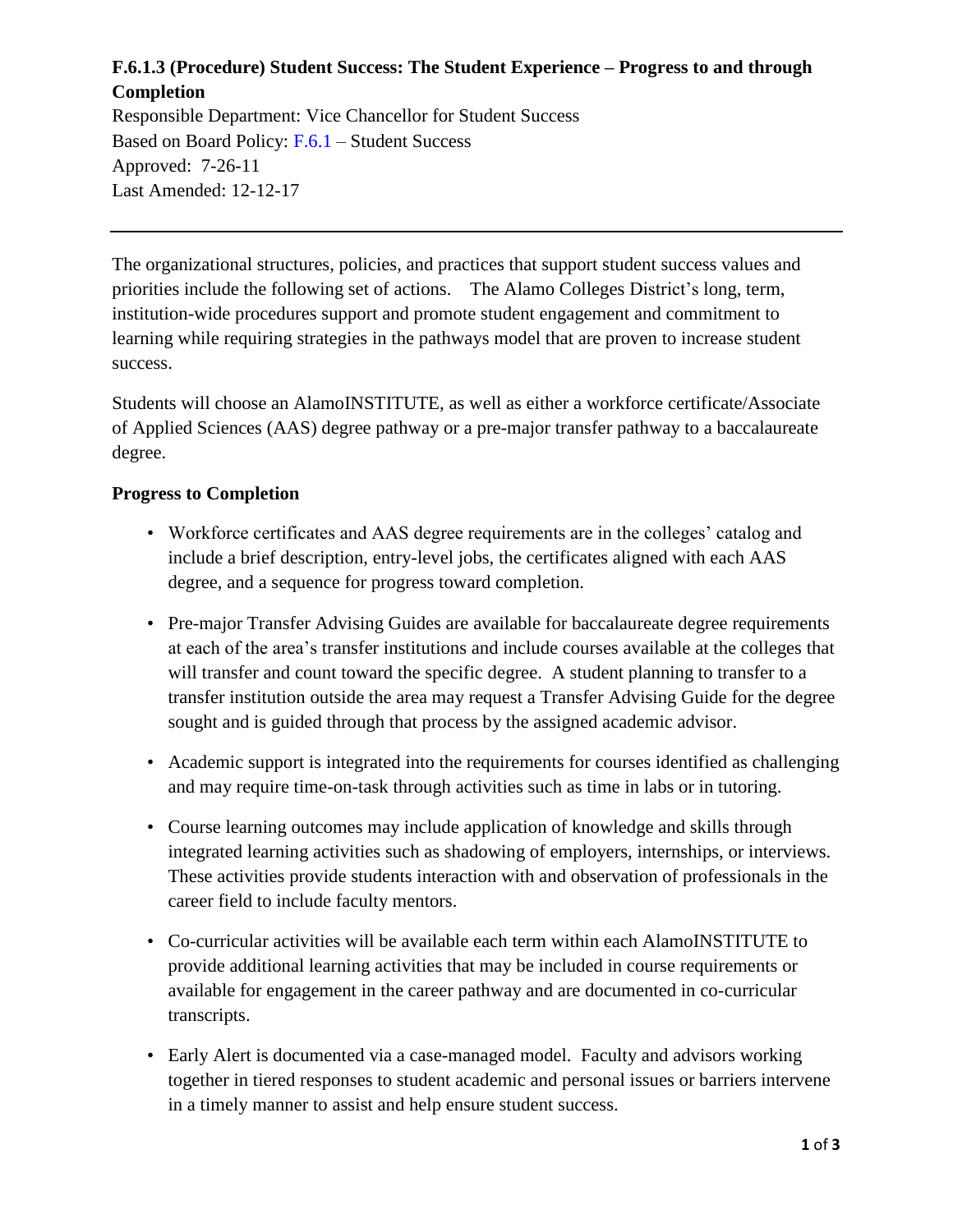**F.6.1.3 (Procedure) Student Success: The Student Experience – Progress to and through Completion**

Responsible Department: Vice Chancellor for Student Success
Based on Board Policy: F.6.1 – Student Success
Approved: 7-26-11
Last Amended: 12-12-17

---

The organizational structures, policies, and practices that support student success values and priorities include the following set of actions. The Alamo Colleges District's long, term, institution-wide procedures support and promote student engagement and commitment to learning while requiring strategies in the pathways model that are proven to increase student success.

Students will choose an AlamoINSTITUTE, as well as either a workforce certificate/Associate of Applied Sciences (AAS) degree pathway or a pre-major transfer pathway to a baccalaureate degree.

**Progress to Completion**

- Workforce certificates and AAS degree requirements are in the colleges' catalog and include a brief description, entry-level jobs, the certificates aligned with each AAS degree, and a sequence for progress toward completion.
- Pre-major Transfer Advising Guides are available for baccalaureate degree requirements at each of the area's transfer institutions and include courses available at the colleges that will transfer and count toward the specific degree. A student planning to transfer to a transfer institution outside the area may request a Transfer Advising Guide for the degree sought and is guided through that process by the assigned academic advisor.
- Academic support is integrated into the requirements for courses identified as challenging and may require time-on-task through activities such as time in labs or in tutoring.
- Course learning outcomes may include application of knowledge and skills through integrated learning activities such as shadowing of employers, internships, or interviews. These activities provide students interaction with and observation of professionals in the career field to include faculty mentors.
- Co-curricular activities will be available each term within each AlamoINSTITUTE to provide additional learning activities that may be included in course requirements or available for engagement in the career pathway and are documented in co-curricular transcripts.
- Early Alert is documented via a case-managed model. Faculty and advisors working together in tiered responses to student academic and personal issues or barriers intervene in a timely manner to assist and help ensure student success.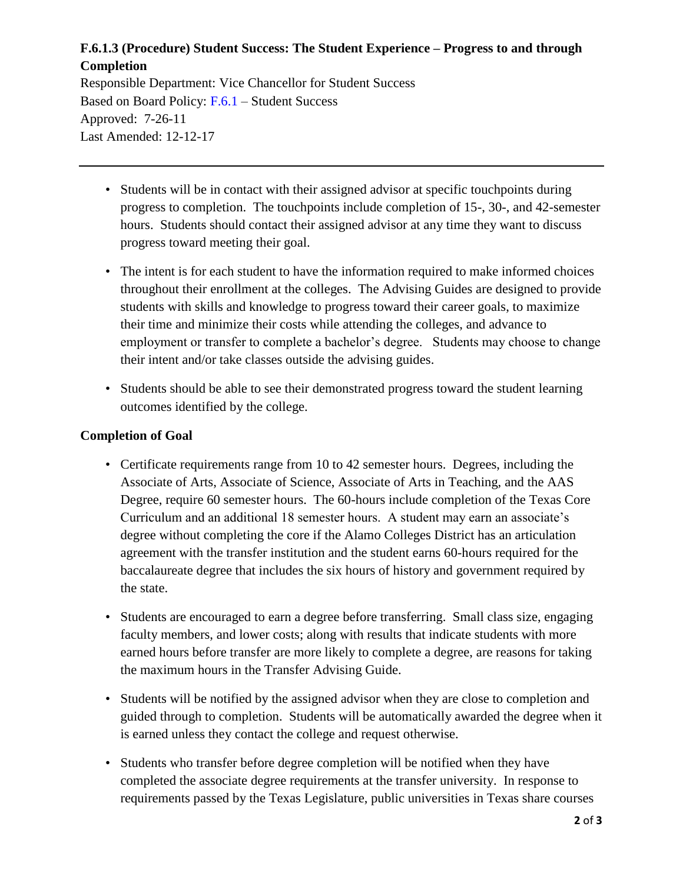**F.6.1.3 (Procedure) Student Success: The Student Experience – Progress to and through Completion**

Responsible Department: Vice Chancellor for Student Success
Based on Board Policy: F.6.1 – Student Success
Approved: 7-26-11
Last Amended: 12-12-17

---

- Students will be in contact with their assigned advisor at specific touchpoints during progress to completion. The touchpoints include completion of 15-, 30-, and 42-semester hours. Students should contact their assigned advisor at any time they want to discuss progress toward meeting their goal.
- The intent is for each student to have the information required to make informed choices throughout their enrollment at the colleges. The Advising Guides are designed to provide students with skills and knowledge to progress toward their career goals, to maximize their time and minimize their costs while attending the colleges, and advance to employment or transfer to complete a bachelor's degree. Students may choose to change their intent and/or take classes outside the advising guides.
- Students should be able to see their demonstrated progress toward the student learning outcomes identified by the college.

**Completion of Goal**

- Certificate requirements range from 10 to 42 semester hours. Degrees, including the Associate of Arts, Associate of Science, Associate of Arts in Teaching, and the AAS Degree, require 60 semester hours. The 60-hours include completion of the Texas Core Curriculum and an additional 18 semester hours. A student may earn an associate's degree without completing the core if the Alamo Colleges District has an articulation agreement with the transfer institution and the student earns 60-hours required for the baccalaureate degree that includes the six hours of history and government required by the state.
- Students are encouraged to earn a degree before transferring. Small class size, engaging faculty members, and lower costs; along with results that indicate students with more earned hours before transfer are more likely to complete a degree, are reasons for taking the maximum hours in the Transfer Advising Guide.
- Students will be notified by the assigned advisor when they are close to completion and guided through to completion. Students will be automatically awarded the degree when it is earned unless they contact the college and request otherwise.
- Students who transfer before degree completion will be notified when they have completed the associate degree requirements at the transfer university. In response to requirements passed by the Texas Legislature, public universities in Texas share courses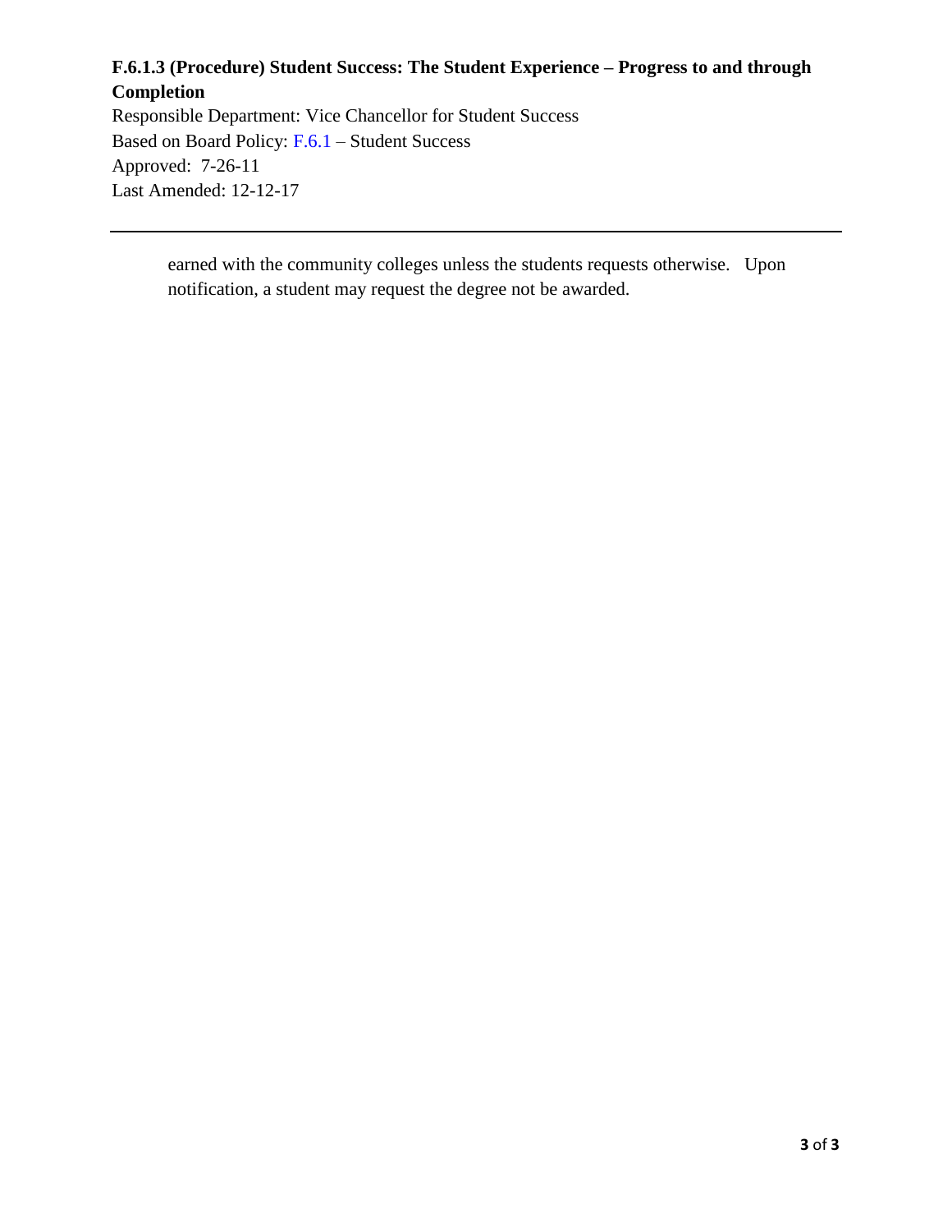earned with the community colleges unless the students requests otherwise. Upon notification, a student may request the degree not be awarded.